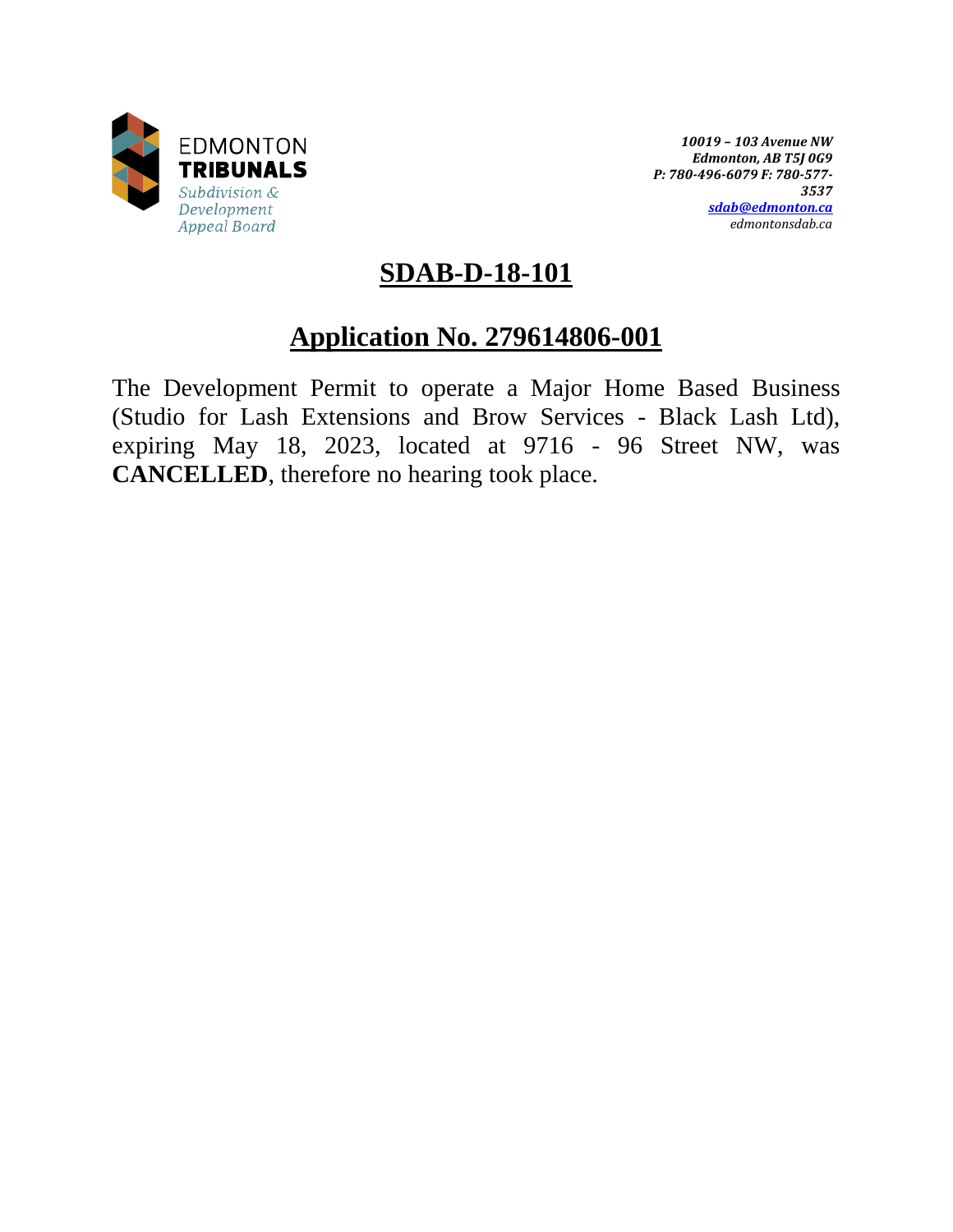EDMONTON
**TRIBUNALS**
*Subdivision & Development Appeal Board*

***10019 – 103 Avenue NW***
***Edmonton, AB T5J 0G9***
***P: 780-496-6079 F: 780-577-3537***
***sdab@edmonton.ca***
*edmontonsdab.ca*

# SDAB-D-18-101

## Application No. 279614806-001

The Development Permit to operate a Major Home Based Business (Studio for Lash Extensions and Brow Services - Black Lash Ltd), expiring May 18, 2023, located at 9716 - 96 Street NW, was **CANCELLED**, therefore no hearing took place.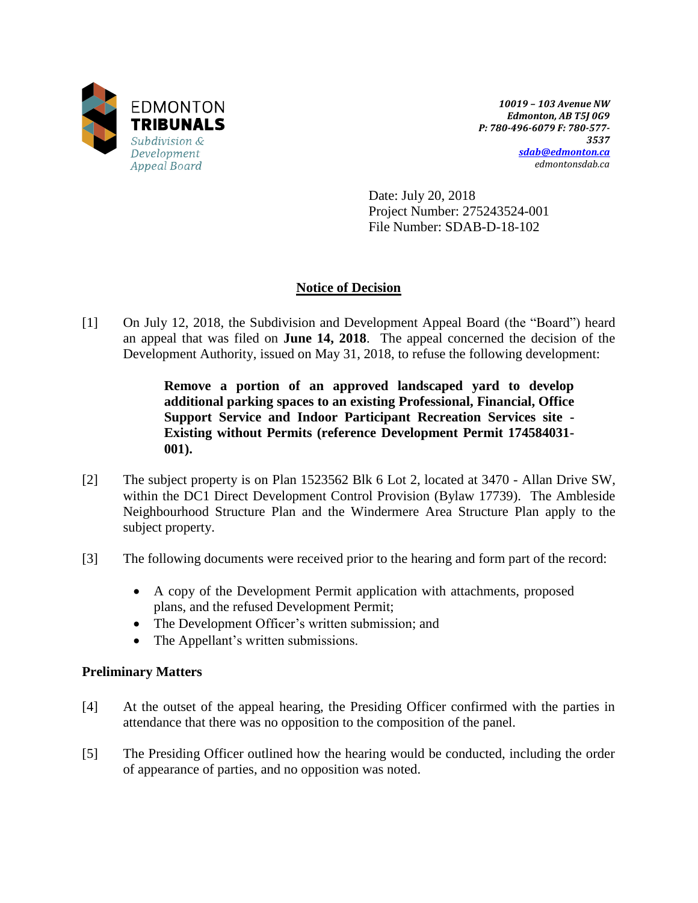EDMONTON **TRIBUNALS**
*Subdivision & Development Appeal Board*

***10019 – 103 Avenue NW***
***Edmonton, AB T5J 0G9***
***P: 780-496-6079 F: 780-577-3537***
***sdab@edmonton.ca***
*edmontonsdab.ca*

Date: July 20, 2018
Project Number: 275243524-001
File Number: SDAB-D-18-102

## Notice of Decision

[1] On July 12, 2018, the Subdivision and Development Appeal Board (the "Board") heard an appeal that was filed on **June 14, 2018**. The appeal concerned the decision of the Development Authority, issued on May 31, 2018, to refuse the following development:

> **Remove a portion of an approved landscaped yard to develop additional parking spaces to an existing Professional, Financial, Office Support Service and Indoor Participant Recreation Services site - Existing without Permits (reference Development Permit 174584031-001).**

[2] The subject property is on Plan 1523562 Blk 6 Lot 2, located at 3470 - Allan Drive SW, within the DC1 Direct Development Control Provision (Bylaw 17739). The Ambleside Neighbourhood Structure Plan and the Windermere Area Structure Plan apply to the subject property.

[3] The following documents were received prior to the hearing and form part of the record:

- A copy of the Development Permit application with attachments, proposed plans, and the refused Development Permit;
- The Development Officer's written submission; and
- The Appellant's written submissions.

### Preliminary Matters

[4] At the outset of the appeal hearing, the Presiding Officer confirmed with the parties in attendance that there was no opposition to the composition of the panel.

[5] The Presiding Officer outlined how the hearing would be conducted, including the order of appearance of parties, and no opposition was noted.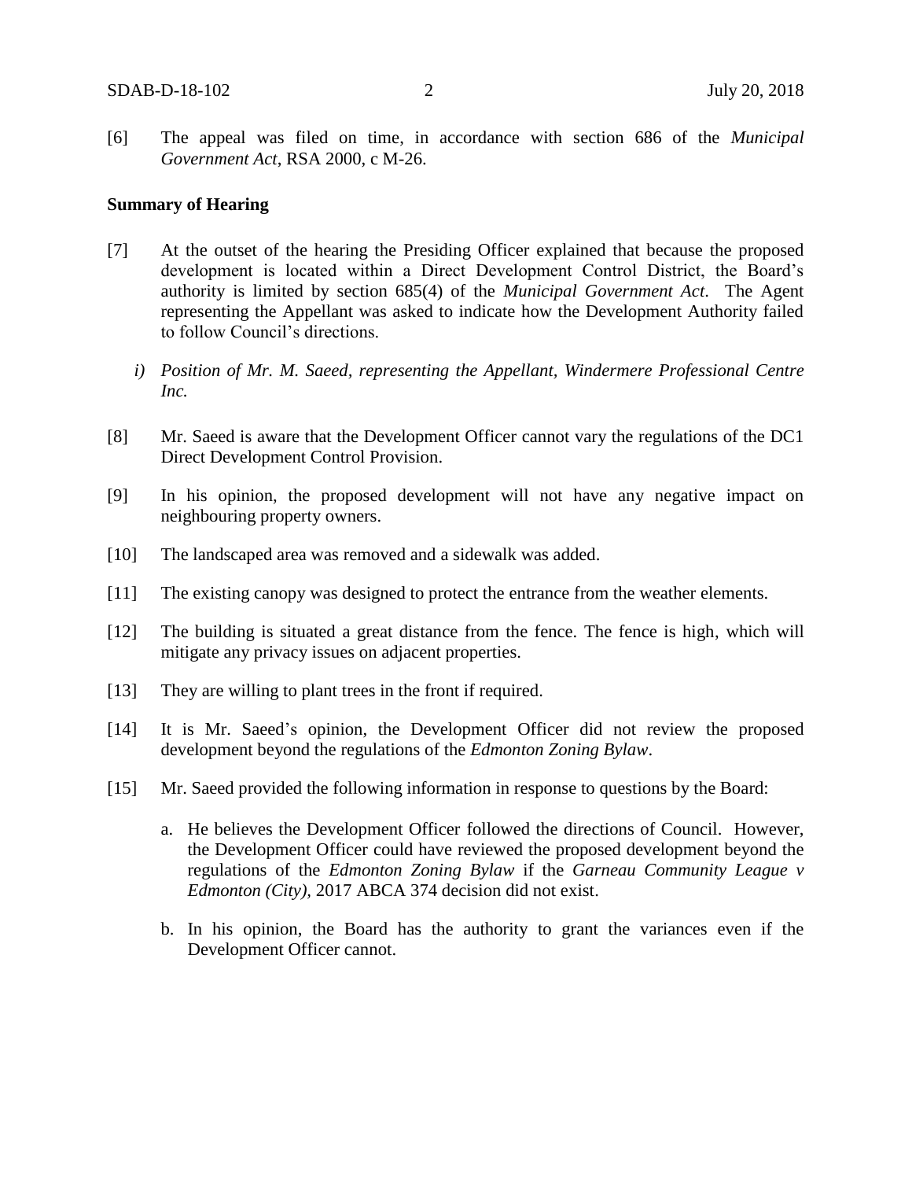[6] The appeal was filed on time, in accordance with section 686 of the *Municipal Government Act*, RSA 2000, c M-26.

**Summary of Hearing**

[7] At the outset of the hearing the Presiding Officer explained that because the proposed development is located within a Direct Development Control District, the Board's authority is limited by section 685(4) of the *Municipal Government Act*. The Agent representing the Appellant was asked to indicate how the Development Authority failed to follow Council's directions.

*i) Position of Mr. M. Saeed, representing the Appellant, Windermere Professional Centre Inc.*

[8] Mr. Saeed is aware that the Development Officer cannot vary the regulations of the DC1 Direct Development Control Provision.

[9] In his opinion, the proposed development will not have any negative impact on neighbouring property owners.

[10] The landscaped area was removed and a sidewalk was added.

[11] The existing canopy was designed to protect the entrance from the weather elements.

[12] The building is situated a great distance from the fence. The fence is high, which will mitigate any privacy issues on adjacent properties.

[13] They are willing to plant trees in the front if required.

[14] It is Mr. Saeed's opinion, the Development Officer did not review the proposed development beyond the regulations of the *Edmonton Zoning Bylaw*.

[15] Mr. Saeed provided the following information in response to questions by the Board:

a. He believes the Development Officer followed the directions of Council. However, the Development Officer could have reviewed the proposed development beyond the regulations of the *Edmonton Zoning Bylaw* if the *Garneau Community League v Edmonton (City)*, 2017 ABCA 374 decision did not exist.

b. In his opinion, the Board has the authority to grant the variances even if the Development Officer cannot.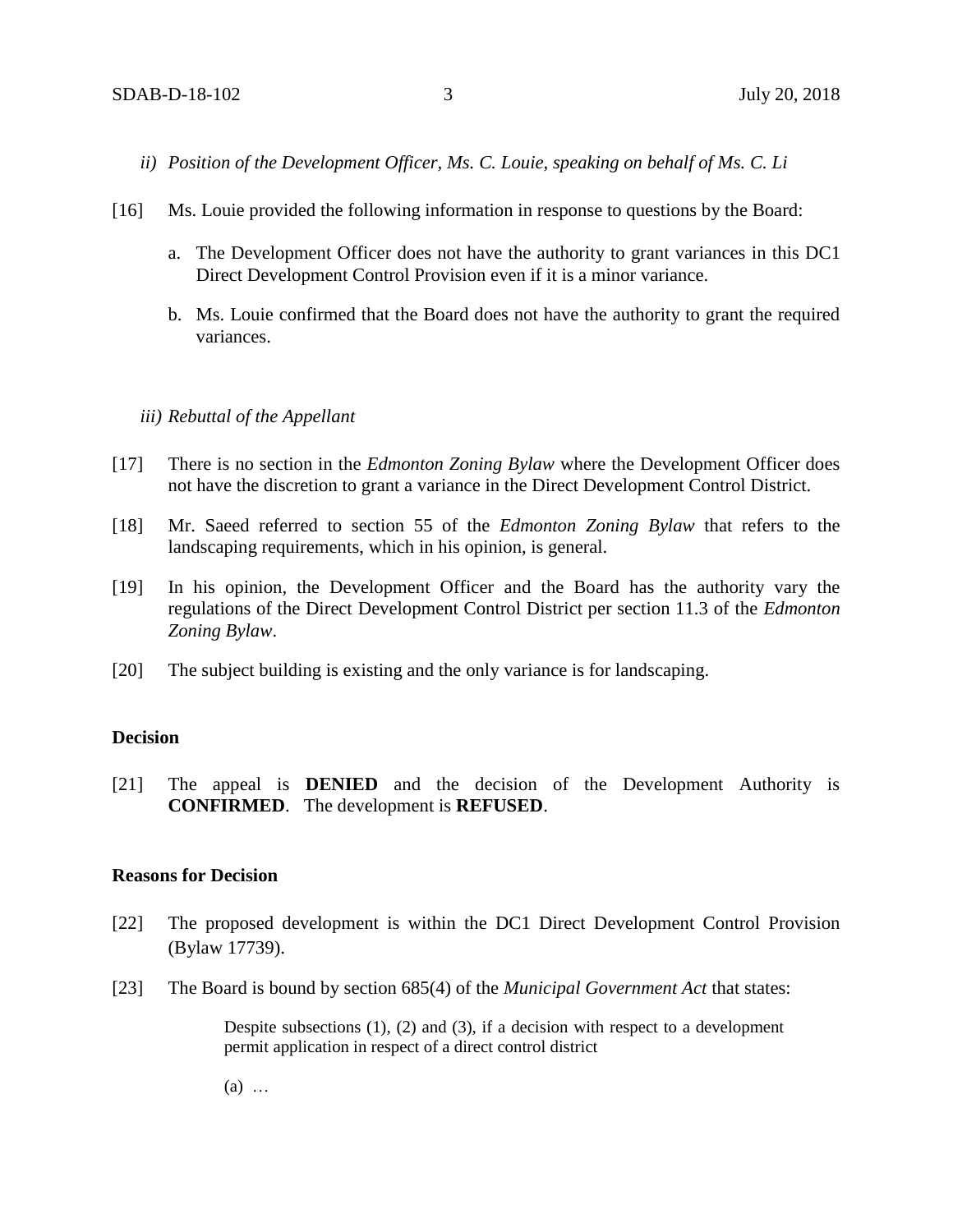*ii) Position of the Development Officer, Ms. C. Louie, speaking on behalf of Ms. C. Li*

[16] Ms. Louie provided the following information in response to questions by the Board:

a. The Development Officer does not have the authority to grant variances in this DC1 Direct Development Control Provision even if it is a minor variance.

b. Ms. Louie confirmed that the Board does not have the authority to grant the required variances.

*iii) Rebuttal of the Appellant*

[17] There is no section in the *Edmonton Zoning Bylaw* where the Development Officer does not have the discretion to grant a variance in the Direct Development Control District.

[18] Mr. Saeed referred to section 55 of the *Edmonton Zoning Bylaw* that refers to the landscaping requirements, which in his opinion, is general.

[19] In his opinion, the Development Officer and the Board has the authority vary the regulations of the Direct Development Control District per section 11.3 of the *Edmonton Zoning Bylaw*.

[20] The subject building is existing and the only variance is for landscaping.

**Decision**

[21] The appeal is **DENIED** and the decision of the Development Authority is **CONFIRMED**. The development is **REFUSED**.

**Reasons for Decision**

[22] The proposed development is within the DC1 Direct Development Control Provision (Bylaw 17739).

[23] The Board is bound by section 685(4) of the *Municipal Government Act* that states:

> Despite subsections (1), (2) and (3), if a decision with respect to a development permit application in respect of a direct control district
>
> (a) …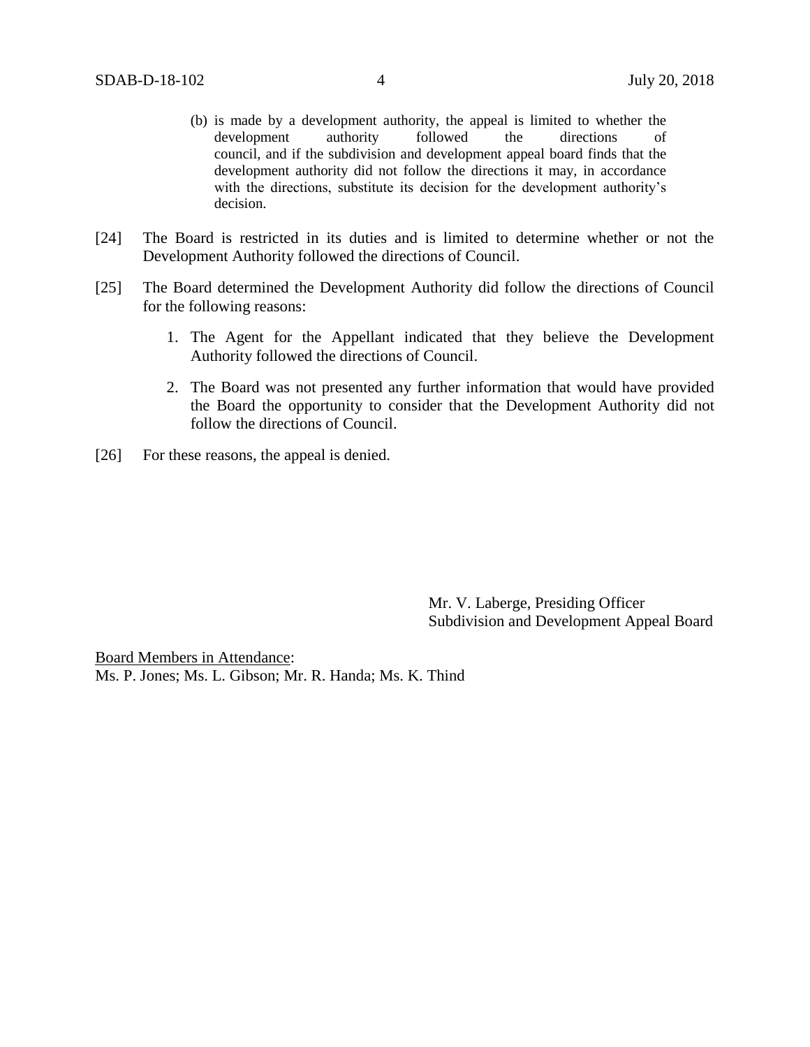(b) is made by a development authority, the appeal is limited to whether the development authority followed the directions of council, and if the subdivision and development appeal board finds that the development authority did not follow the directions it may, in accordance with the directions, substitute its decision for the development authority's decision.

[24] The Board is restricted in its duties and is limited to determine whether or not the Development Authority followed the directions of Council.

[25] The Board determined the Development Authority did follow the directions of Council for the following reasons:

1. The Agent for the Appellant indicated that they believe the Development Authority followed the directions of Council.
2. The Board was not presented any further information that would have provided the Board the opportunity to consider that the Development Authority did not follow the directions of Council.

[26] For these reasons, the appeal is denied.

Mr. V. Laberge, Presiding Officer
Subdivision and Development Appeal Board

Board Members in Attendance:
Ms. P. Jones; Ms. L. Gibson; Mr. R. Handa; Ms. K. Thind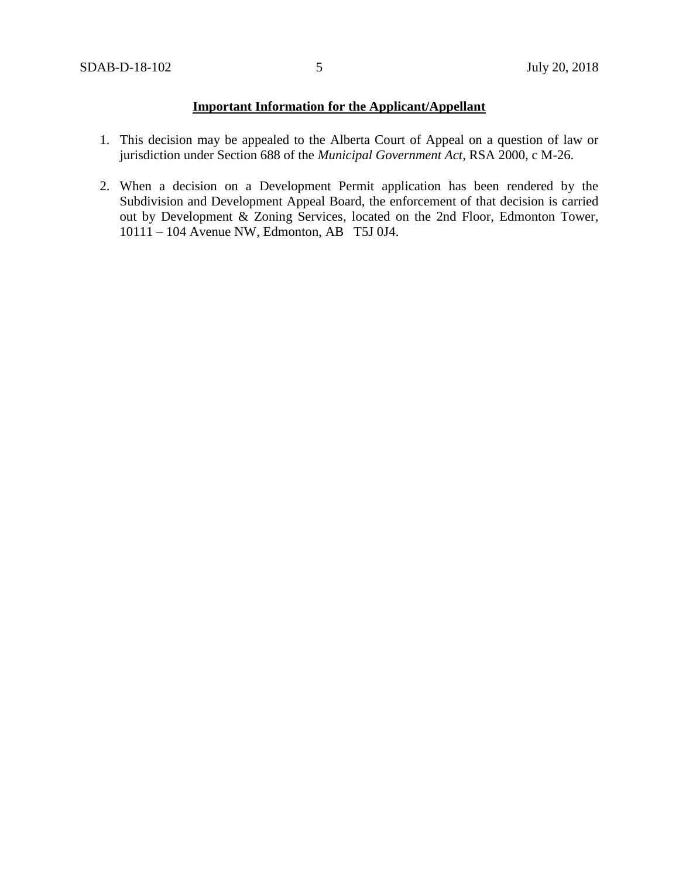## Important Information for the Applicant/Appellant

1. This decision may be appealed to the Alberta Court of Appeal on a question of law or jurisdiction under Section 688 of the *Municipal Government Act*, RSA 2000, c M-26.

2. When a decision on a Development Permit application has been rendered by the Subdivision and Development Appeal Board, the enforcement of that decision is carried out by Development & Zoning Services, located on the 2nd Floor, Edmonton Tower, 10111 – 104 Avenue NW, Edmonton, AB T5J 0J4.